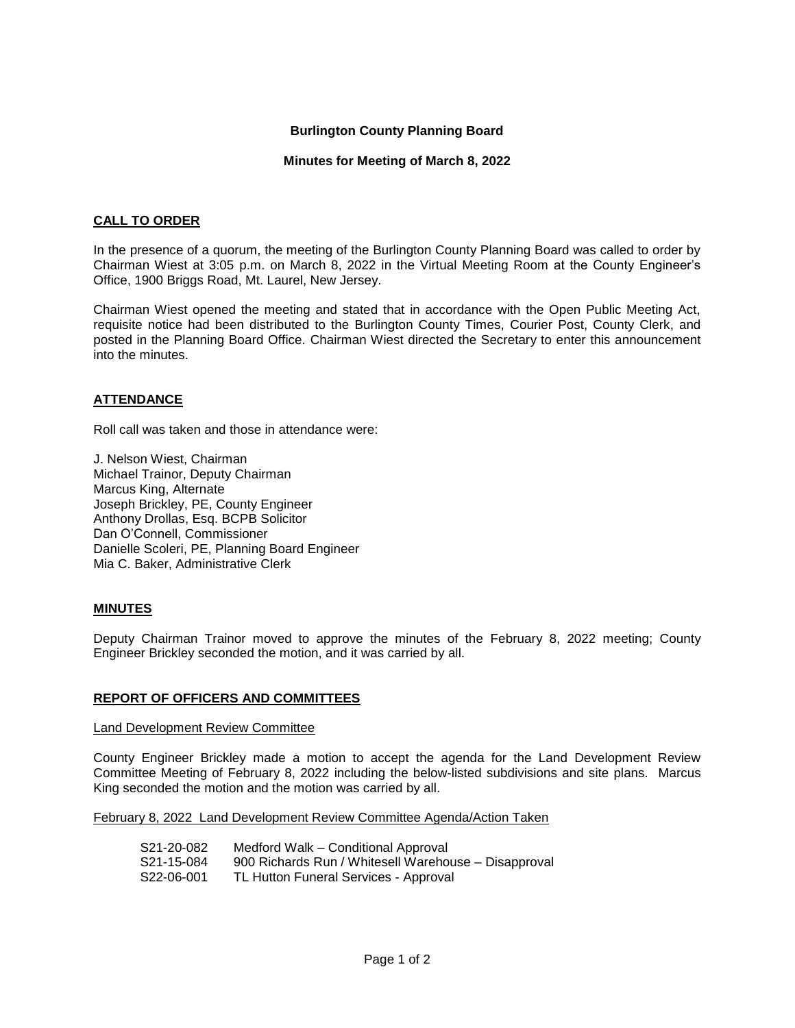# Burlington County Planning Board

## Minutes for Meeting of March 8, 2022

### CALL TO ORDER

In the presence of a quorum, the meeting of the Burlington County Planning Board was called to order by Chairman Wiest at 3:05 p.m. on March 8, 2022 in the Virtual Meeting Room at the County Engineer's Office, 1900 Briggs Road, Mt. Laurel, New Jersey.

Chairman Wiest opened the meeting and stated that in accordance with the Open Public Meeting Act, requisite notice had been distributed to the Burlington County Times, Courier Post, County Clerk, and posted in the Planning Board Office. Chairman Wiest directed the Secretary to enter this announcement into the minutes.

### ATTENDANCE

Roll call was taken and those in attendance were:

J. Nelson Wiest, Chairman
Michael Trainor, Deputy Chairman
Marcus King, Alternate
Joseph Brickley, PE, County Engineer
Anthony Drollas, Esq. BCPB Solicitor
Dan O'Connell, Commissioner
Danielle Scoleri, PE, Planning Board Engineer
Mia C. Baker, Administrative Clerk

### MINUTES

Deputy Chairman Trainor moved to approve the minutes of the February 8, 2022 meeting; County Engineer Brickley seconded the motion, and it was carried by all.

### REPORT OF OFFICERS AND COMMITTEES

Land Development Review Committee

County Engineer Brickley made a motion to accept the agenda for the Land Development Review Committee Meeting of February 8, 2022 including the below-listed subdivisions and site plans. Marcus King seconded the motion and the motion was carried by all.

February 8, 2022 Land Development Review Committee Agenda/Action Taken

S21-20-082 Medford Walk – Conditional Approval
S21-15-084 900 Richards Run / Whitesell Warehouse – Disapproval
S22-06-001 TL Hutton Funeral Services - Approval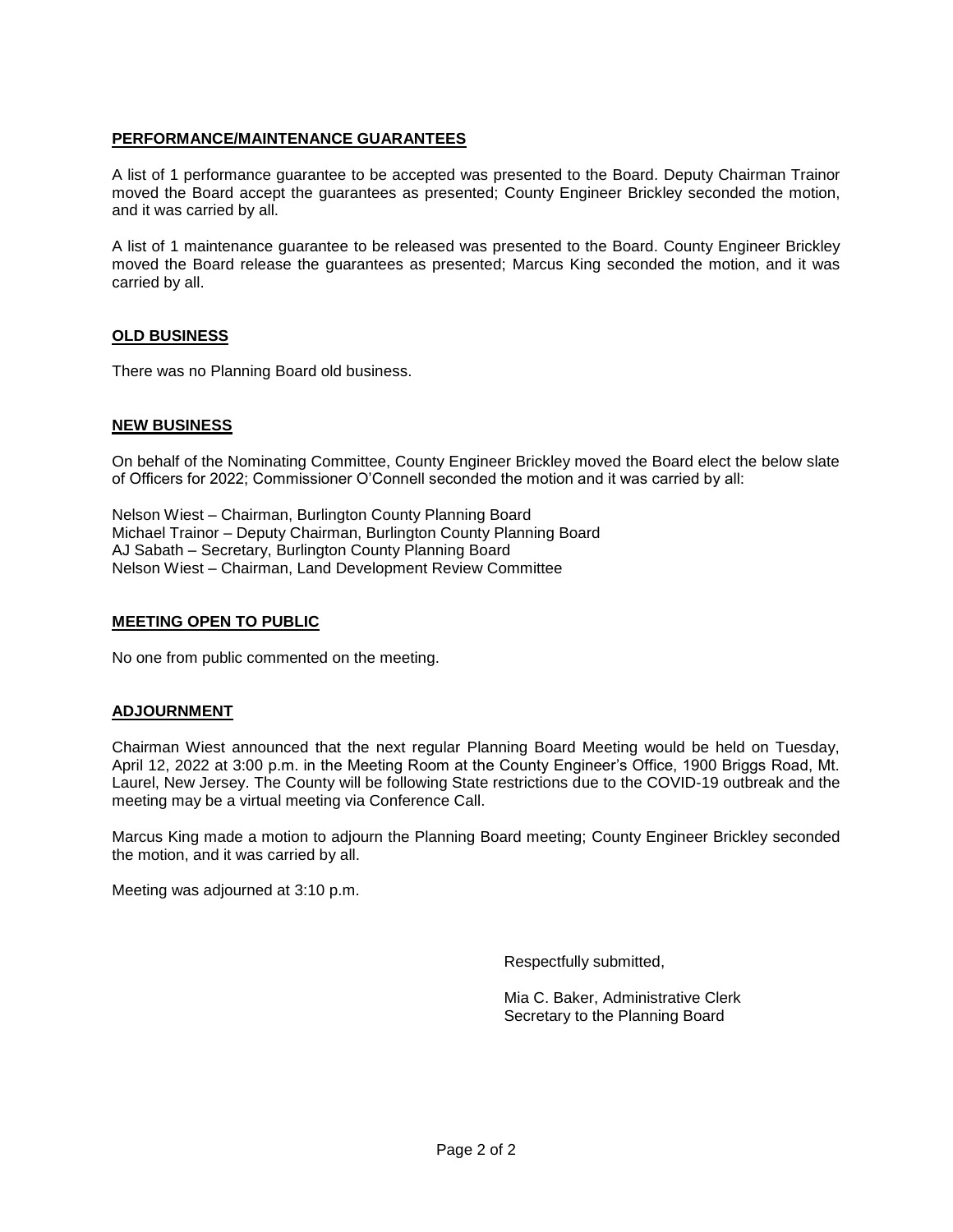**PERFORMANCE/MAINTENANCE GUARANTEES**

A list of 1 performance guarantee to be accepted was presented to the Board. Deputy Chairman Trainor moved the Board accept the guarantees as presented; County Engineer Brickley seconded the motion, and it was carried by all.

A list of 1 maintenance guarantee to be released was presented to the Board. County Engineer Brickley moved the Board release the guarantees as presented; Marcus King seconded the motion, and it was carried by all.

**OLD BUSINESS**

There was no Planning Board old business.

**NEW BUSINESS**

On behalf of the Nominating Committee, County Engineer Brickley moved the Board elect the below slate of Officers for 2022; Commissioner O'Connell seconded the motion and it was carried by all:

Nelson Wiest – Chairman, Burlington County Planning Board
Michael Trainor – Deputy Chairman, Burlington County Planning Board
AJ Sabath – Secretary, Burlington County Planning Board
Nelson Wiest – Chairman, Land Development Review Committee

**MEETING OPEN TO PUBLIC**

No one from public commented on the meeting.

**ADJOURNMENT**

Chairman Wiest announced that the next regular Planning Board Meeting would be held on Tuesday, April 12, 2022 at 3:00 p.m. in the Meeting Room at the County Engineer's Office, 1900 Briggs Road, Mt. Laurel, New Jersey. The County will be following State restrictions due to the COVID-19 outbreak and the meeting may be a virtual meeting via Conference Call.

Marcus King made a motion to adjourn the Planning Board meeting; County Engineer Brickley seconded the motion, and it was carried by all.

Meeting was adjourned at 3:10 p.m.

Respectfully submitted,

Mia C. Baker, Administrative Clerk
Secretary to the Planning Board